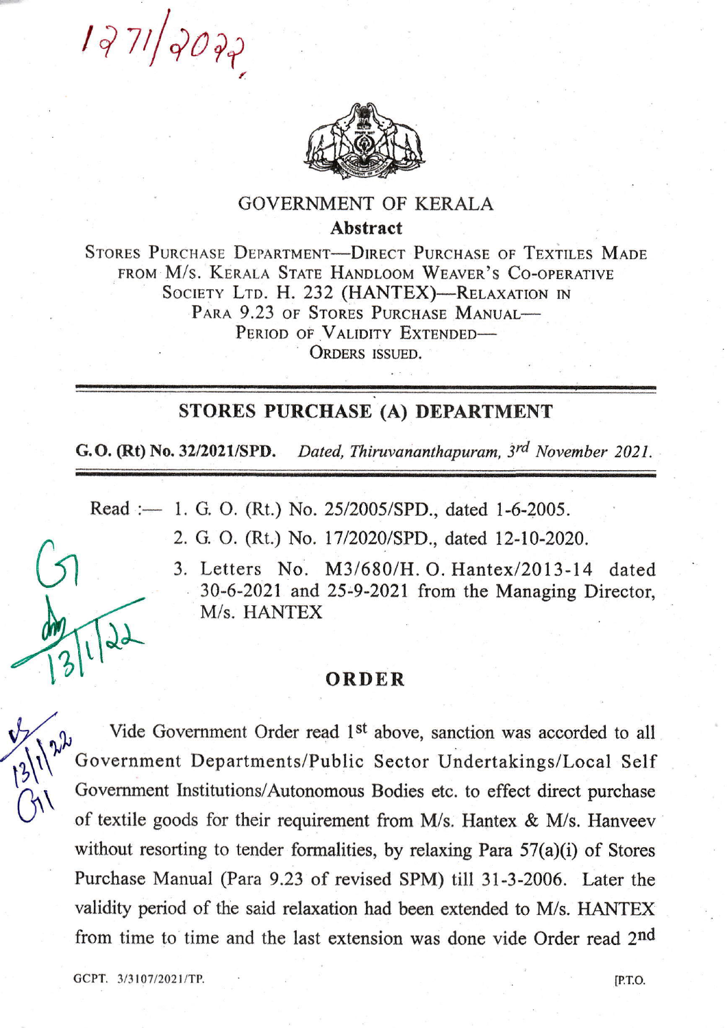1271/2022

# GOVERNMENT OF KERALA

## Abstract

STORES PURCHASE DEPARTMENT—DIRECT PURCHASE OF TEXTILES MADE FROM M/S. KERALA STATE HANDLOOM WEAVER'S CO-OPERATIVE SOCIETY LTD. H. 232 (HANTEX)—RELAXATION IN PARA 9.23 OF STORES PURCHASE MANUAL—PERIOD OF VALIDITY EXTENDED—ORDERS ISSUED.

---

## STORES PURCHASE (A) DEPARTMENT

**G.O. (Rt) No. 32/2021/SPD.** *Dated, Thiruvananthapuram, 3rd November 2021.*

---

Read :— 1. G. O. (Rt.) No. 25/2005/SPD., dated 1-6-2005.

2. G. O. (Rt.) No. 17/2020/SPD., dated 12-10-2020.

3. Letters No. M3/680/H. O. Hantex/2013-14 dated 30-6-2021 and 25-9-2021 from the Managing Director, M/s. HANTEX

G1 13/1/22

## ORDER

13/1/22 G1

Vide Government Order read 1st above, sanction was accorded to all Government Departments/Public Sector Undertakings/Local Self Government Institutions/Autonomous Bodies etc. to effect direct purchase of textile goods for their requirement from M/s. Hantex & M/s. Hanveev without resorting to tender formalities, by relaxing Para 57(a)(i) of Stores Purchase Manual (Para 9.23 of revised SPM) till 31-3-2006. Later the validity period of the said relaxation had been extended to M/s. HANTEX from time to time and the last extension was done vide Order read 2nd

GCPT. 3/3107/2021/TP. [P.T.O.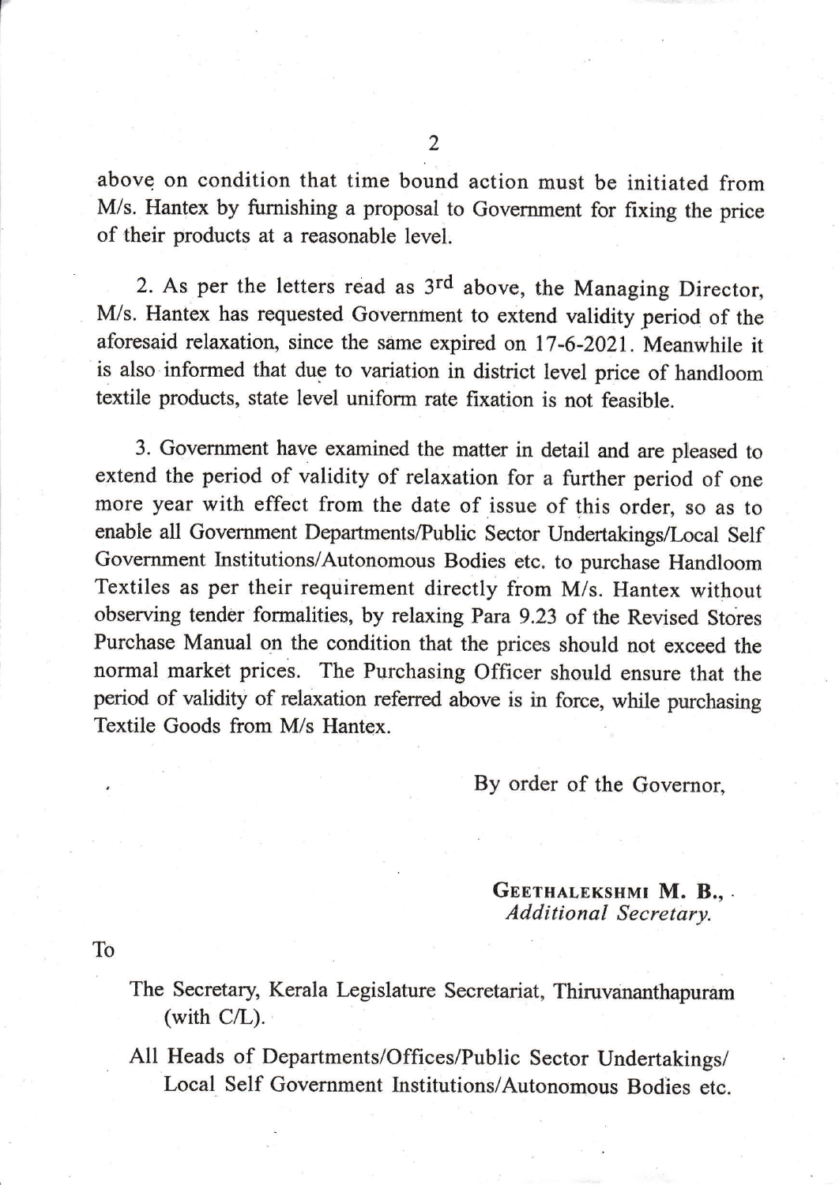above on condition that time bound action must be initiated from M/s. Hantex by furnishing a proposal to Government for fixing the price of their products at a reasonable level.

2. As per the letters read as 3rd above, the Managing Director, M/s. Hantex has requested Government to extend validity period of the aforesaid relaxation, since the same expired on 17-6-2021. Meanwhile it is also informed that due to variation in district level price of handloom textile products, state level uniform rate fixation is not feasible.

3. Government have examined the matter in detail and are pleased to extend the period of validity of relaxation for a further period of one more year with effect from the date of issue of this order, so as to enable all Government Departments/Public Sector Undertakings/Local Self Government Institutions/Autonomous Bodies etc. to purchase Handloom Textiles as per their requirement directly from M/s. Hantex without observing tender formalities, by relaxing Para 9.23 of the Revised Stores Purchase Manual on the condition that the prices should not exceed the normal market prices. The Purchasing Officer should ensure that the period of validity of relaxation referred above is in force, while purchasing Textile Goods from M/s Hantex.

By order of the Governor,

**Geethalekshmi M. B.,**
*Additional Secretary.*

To

The Secretary, Kerala Legislature Secretariat, Thiruvananthapuram (with C/L).

All Heads of Departments/Offices/Public Sector Undertakings/Local Self Government Institutions/Autonomous Bodies etc.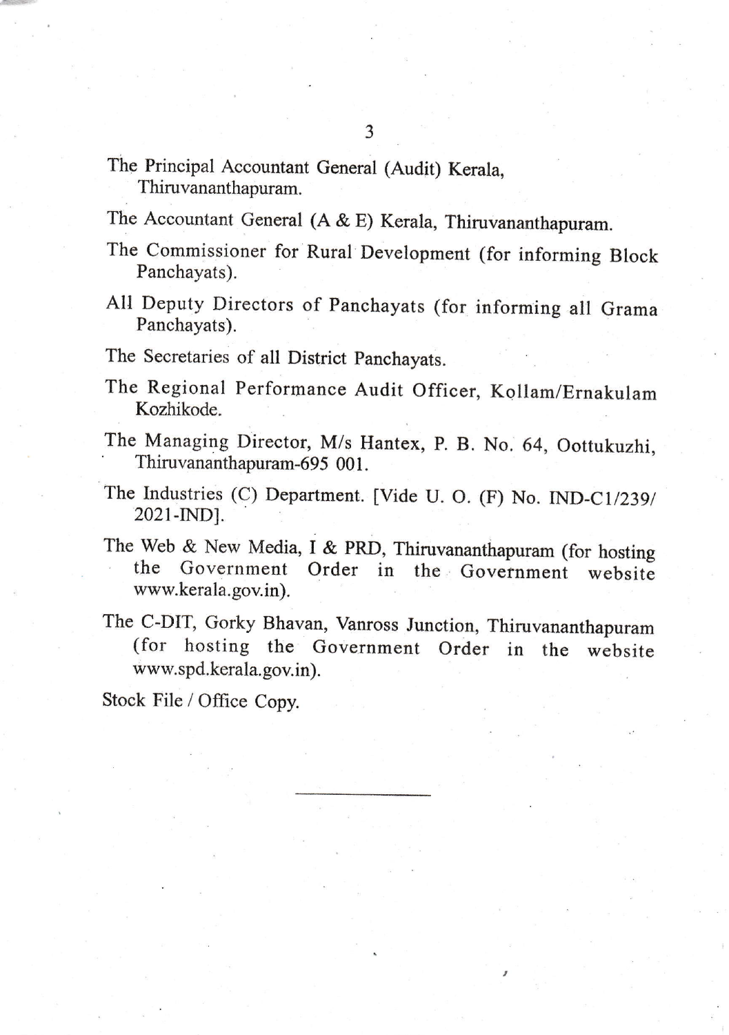The Principal Accountant General (Audit) Kerala, Thiruvananthapuram.

The Accountant General (A & E) Kerala, Thiruvananthapuram.

The Commissioner for Rural Development (for informing Block Panchayats).

All Deputy Directors of Panchayats (for informing all Grama Panchayats).

The Secretaries of all District Panchayats.

The Regional Performance Audit Officer, Kollam/Ernakulam Kozhikode.

The Managing Director, M/s Hantex, P. B. No. 64, Oottukuzhi, Thiruvananthapuram-695 001.

The Industries (C) Department. [Vide U. O. (F) No. IND-C1/239/2021-IND].

The Web & New Media, I & PRD, Thiruvananthapuram (for hosting the Government Order in the Government website www.kerala.gov.in).

The C-DIT, Gorky Bhavan, Vanross Junction, Thiruvananthapuram (for hosting the Government Order in the website www.spd.kerala.gov.in).

Stock File / Office Copy.